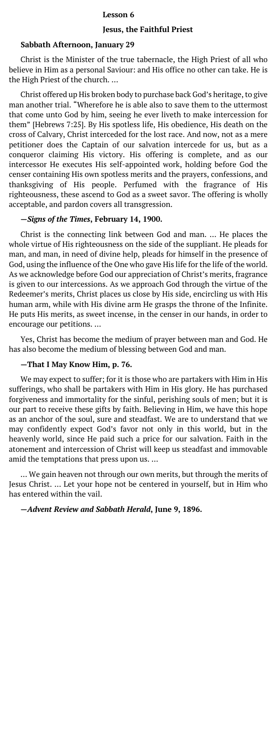**Lesson 6**

**Jesus, the Faithful Priest**

**Sabbath Afternoon, January 29**

Christ is the Minister of the true tabernacle, the High Priest of all who believe in Him as a personal Saviour: and His office no other can take. He is the High Priest of the church. …

Christ offered up His broken body to purchase back God's heritage, to give man another trial. "Wherefore he is able also to save them to the uttermost that come unto God by him, seeing he ever liveth to make intercession for them" [Hebrews 7:25]. By His spotless life, His obedience, His death on the cross of Calvary, Christ interceded for the lost race. And now, not as a mere petitioner does the Captain of our salvation intercede for us, but as a conqueror claiming His victory. His offering is complete, and as our intercessor He executes His self-appointed work, holding before God the censer containing His own spotless merits and the prayers, confessions, and thanksgiving of His people. Perfumed with the fragrance of His righteousness, these ascend to God as a sweet savor. The offering is wholly acceptable, and pardon covers all transgression.

**—*Signs of the Times*, February 14, 1900.**

Christ is the connecting link between God and man. … He places the whole virtue of His righteousness on the side of the suppliant. He pleads for man, and man, in need of divine help, pleads for himself in the presence of God, using the influence of the One who gave His life for the life of the world. As we acknowledge before God our appreciation of Christ's merits, fragrance is given to our intercessions. As we approach God through the virtue of the Redeemer's merits, Christ places us close by His side, encircling us with His human arm, while with His divine arm He grasps the throne of the Infinite. He puts His merits, as sweet incense, in the censer in our hands, in order to encourage our petitions. …

Yes, Christ has become the medium of prayer between man and God. He has also become the medium of blessing between God and man.

**—That I May Know Him, p. 76.**

We may expect to suffer; for it is those who are partakers with Him in His sufferings, who shall be partakers with Him in His glory. He has purchased forgiveness and immortality for the sinful, perishing souls of men; but it is our part to receive these gifts by faith. Believing in Him, we have this hope as an anchor of the soul, sure and steadfast. We are to understand that we may confidently expect God's favor not only in this world, but in the heavenly world, since He paid such a price for our salvation. Faith in the atonement and intercession of Christ will keep us steadfast and immovable amid the temptations that press upon us. …

… We gain heaven not through our own merits, but through the merits of Jesus Christ. … Let your hope not be centered in yourself, but in Him who has entered within the vail.

**—*Advent Review and Sabbath Herald*, June 9, 1896.**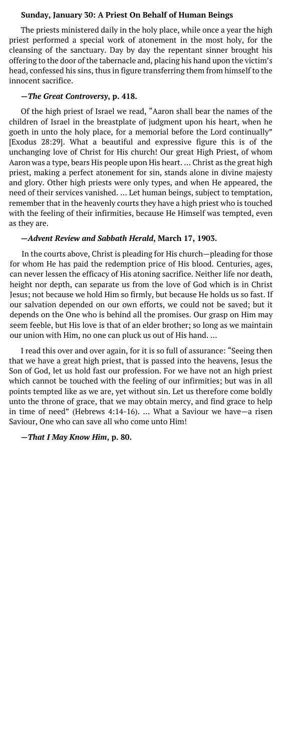### Sunday, January 30: A Priest On Behalf of Human Beings

The priests ministered daily in the holy place, while once a year the high priest performed a special work of atonement in the most holy, for the cleansing of the sanctuary. Day by day the repentant sinner brought his offering to the door of the tabernacle and, placing his hand upon the victim's head, confessed his sins, thus in figure transferring them from himself to the innocent sacrifice.

**—*The Great Controversy*, p. 418.**

Of the high priest of Israel we read, "Aaron shall bear the names of the children of Israel in the breastplate of judgment upon his heart, when he goeth in unto the holy place, for a memorial before the Lord continually" [Exodus 28:29]. What a beautiful and expressive figure this is of the unchanging love of Christ for His church! Our great High Priest, of whom Aaron was a type, bears His people upon His heart. … Christ as the great high priest, making a perfect atonement for sin, stands alone in divine majesty and glory. Other high priests were only types, and when He appeared, the need of their services vanished. … Let human beings, subject to temptation, remember that in the heavenly courts they have a high priest who is touched with the feeling of their infirmities, because He Himself was tempted, even as they are.

**—*Advent Review and Sabbath Herald*, March 17, 1903.**

In the courts above, Christ is pleading for His church—pleading for those for whom He has paid the redemption price of His blood. Centuries, ages, can never lessen the efficacy of His atoning sacrifice. Neither life nor death, height nor depth, can separate us from the love of God which is in Christ Jesus; not because we hold Him so firmly, but because He holds us so fast. If our salvation depended on our own efforts, we could not be saved; but it depends on the One who is behind all the promises. Our grasp on Him may seem feeble, but His love is that of an elder brother; so long as we maintain our union with Him, no one can pluck us out of His hand. …

I read this over and over again, for it is so full of assurance: "Seeing then that we have a great high priest, that is passed into the heavens, Jesus the Son of God, let us hold fast our profession. For we have not an high priest which cannot be touched with the feeling of our infirmities; but was in all points tempted like as we are, yet without sin. Let us therefore come boldly unto the throne of grace, that we may obtain mercy, and find grace to help in time of need" (Hebrews 4:14-16). … What a Saviour we have—a risen Saviour, One who can save all who come unto Him!

**—*That I May Know Him*, p. 80.**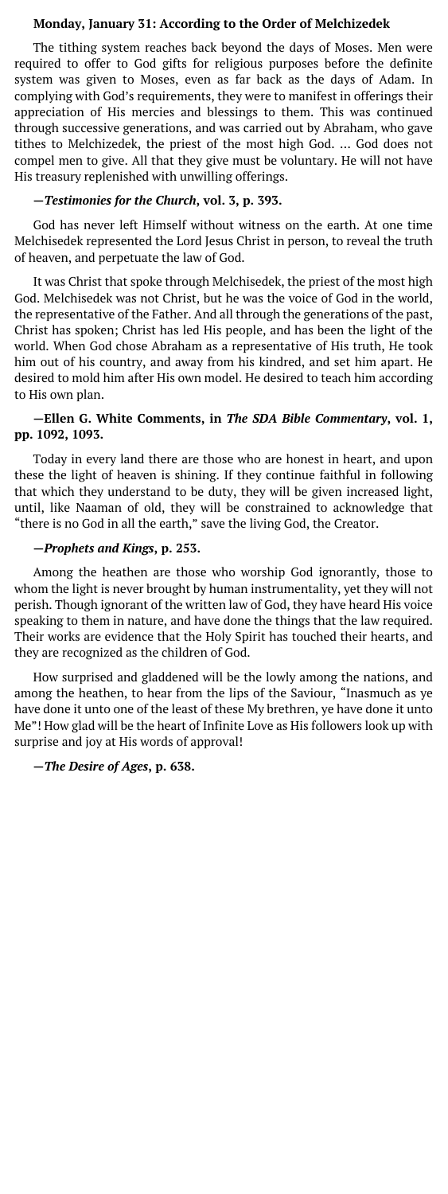### Monday, January 31: According to the Order of Melchizedek

The tithing system reaches back beyond the days of Moses. Men were required to offer to God gifts for religious purposes before the definite system was given to Moses, even as far back as the days of Adam. In complying with God's requirements, they were to manifest in offerings their appreciation of His mercies and blessings to them. This was continued through successive generations, and was carried out by Abraham, who gave tithes to Melchizedek, the priest of the most high God. … God does not compel men to give. All that they give must be voluntary. He will not have His treasury replenished with unwilling offerings.

**—*Testimonies for the Church*, vol. 3, p. 393.**

God has never left Himself without witness on the earth. At one time Melchisedek represented the Lord Jesus Christ in person, to reveal the truth of heaven, and perpetuate the law of God.

It was Christ that spoke through Melchisedek, the priest of the most high God. Melchisedek was not Christ, but he was the voice of God in the world, the representative of the Father. And all through the generations of the past, Christ has spoken; Christ has led His people, and has been the light of the world. When God chose Abraham as a representative of His truth, He took him out of his country, and away from his kindred, and set him apart. He desired to mold him after His own model. He desired to teach him according to His own plan.

**—Ellen G. White Comments, in *The SDA Bible Commentary*, vol. 1, pp. 1092, 1093.**

Today in every land there are those who are honest in heart, and upon these the light of heaven is shining. If they continue faithful in following that which they understand to be duty, they will be given increased light, until, like Naaman of old, they will be constrained to acknowledge that "there is no God in all the earth," save the living God, the Creator.

**—*Prophets and Kings*, p. 253.**

Among the heathen are those who worship God ignorantly, those to whom the light is never brought by human instrumentality, yet they will not perish. Though ignorant of the written law of God, they have heard His voice speaking to them in nature, and have done the things that the law required. Their works are evidence that the Holy Spirit has touched their hearts, and they are recognized as the children of God.

How surprised and gladdened will be the lowly among the nations, and among the heathen, to hear from the lips of the Saviour, "Inasmuch as ye have done it unto one of the least of these My brethren, ye have done it unto Me"! How glad will be the heart of Infinite Love as His followers look up with surprise and joy at His words of approval!

**—*The Desire of Ages*, p. 638.**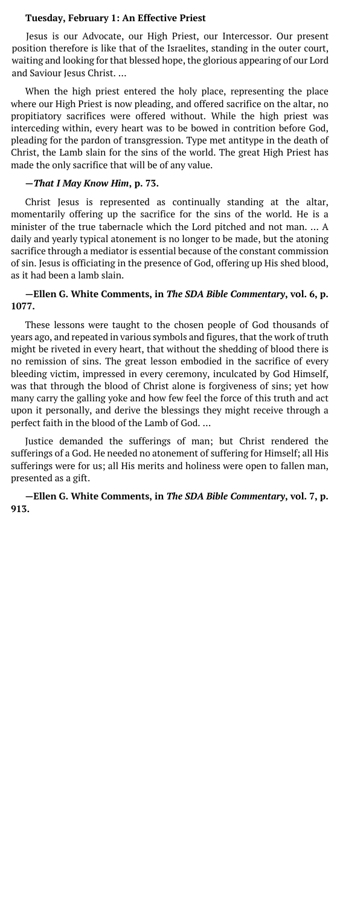### Tuesday, February 1: An Effective Priest

Jesus is our Advocate, our High Priest, our Intercessor. Our present position therefore is like that of the Israelites, standing in the outer court, waiting and looking for that blessed hope, the glorious appearing of our Lord and Saviour Jesus Christ. …

When the high priest entered the holy place, representing the place where our High Priest is now pleading, and offered sacrifice on the altar, no propitiatory sacrifices were offered without. While the high priest was interceding within, every heart was to be bowed in contrition before God, pleading for the pardon of transgression. Type met antitype in the death of Christ, the Lamb slain for the sins of the world. The great High Priest has made the only sacrifice that will be of any value.

**—*That I May Know Him*, p. 73.**

Christ Jesus is represented as continually standing at the altar, momentarily offering up the sacrifice for the sins of the world. He is a minister of the true tabernacle which the Lord pitched and not man. … A daily and yearly typical atonement is no longer to be made, but the atoning sacrifice through a mediator is essential because of the constant commission of sin. Jesus is officiating in the presence of God, offering up His shed blood, as it had been a lamb slain.

**—Ellen G. White Comments, in *The SDA Bible Commentary*, vol. 6, p. 1077.**

These lessons were taught to the chosen people of God thousands of years ago, and repeated in various symbols and figures, that the work of truth might be riveted in every heart, that without the shedding of blood there is no remission of sins. The great lesson embodied in the sacrifice of every bleeding victim, impressed in every ceremony, inculcated by God Himself, was that through the blood of Christ alone is forgiveness of sins; yet how many carry the galling yoke and how few feel the force of this truth and act upon it personally, and derive the blessings they might receive through a perfect faith in the blood of the Lamb of God. …

Justice demanded the sufferings of man; but Christ rendered the sufferings of a God. He needed no atonement of suffering for Himself; all His sufferings were for us; all His merits and holiness were open to fallen man, presented as a gift.

**—Ellen G. White Comments, in *The SDA Bible Commentary*, vol. 7, p. 913.**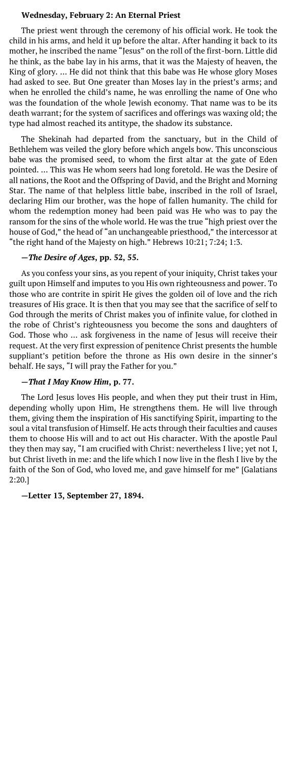**Wednesday, February 2: An Eternal Priest**

The priest went through the ceremony of his official work. He took the child in his arms, and held it up before the altar. After handing it back to its mother, he inscribed the name "Jesus" on the roll of the first-born. Little did he think, as the babe lay in his arms, that it was the Majesty of heaven, the King of glory. … He did not think that this babe was He whose glory Moses had asked to see. But One greater than Moses lay in the priest's arms; and when he enrolled the child's name, he was enrolling the name of One who was the foundation of the whole Jewish economy. That name was to be its death warrant; for the system of sacrifices and offerings was waxing old; the type had almost reached its antitype, the shadow its substance.

The Shekinah had departed from the sanctuary, but in the Child of Bethlehem was veiled the glory before which angels bow. This unconscious babe was the promised seed, to whom the first altar at the gate of Eden pointed. … This was He whom seers had long foretold. He was the Desire of all nations, the Root and the Offspring of David, and the Bright and Morning Star. The name of that helpless little babe, inscribed in the roll of Israel, declaring Him our brother, was the hope of fallen humanity. The child for whom the redemption money had been paid was He who was to pay the ransom for the sins of the whole world. He was the true "high priest over the house of God," the head of "an unchangeable priesthood," the intercessor at "the right hand of the Majesty on high." Hebrews 10:21; 7:24; 1:3.

**—*The Desire of Ages*, pp. 52, 55.**

As you confess your sins, as you repent of your iniquity, Christ takes your guilt upon Himself and imputes to you His own righteousness and power. To those who are contrite in spirit He gives the golden oil of love and the rich treasures of His grace. It is then that you may see that the sacrifice of self to God through the merits of Christ makes you of infinite value, for clothed in the robe of Christ's righteousness you become the sons and daughters of God. Those who … ask forgiveness in the name of Jesus will receive their request. At the very first expression of penitence Christ presents the humble suppliant's petition before the throne as His own desire in the sinner's behalf. He says, "I will pray the Father for you."

**—*That I May Know Him*, p. 77.**

The Lord Jesus loves His people, and when they put their trust in Him, depending wholly upon Him, He strengthens them. He will live through them, giving them the inspiration of His sanctifying Spirit, imparting to the soul a vital transfusion of Himself. He acts through their faculties and causes them to choose His will and to act out His character. With the apostle Paul they then may say, "I am crucified with Christ: nevertheless I live; yet not I, but Christ liveth in me: and the life which I now live in the flesh I live by the faith of the Son of God, who loved me, and gave himself for me" [Galatians 2:20.]

**—Letter 13, September 27, 1894.**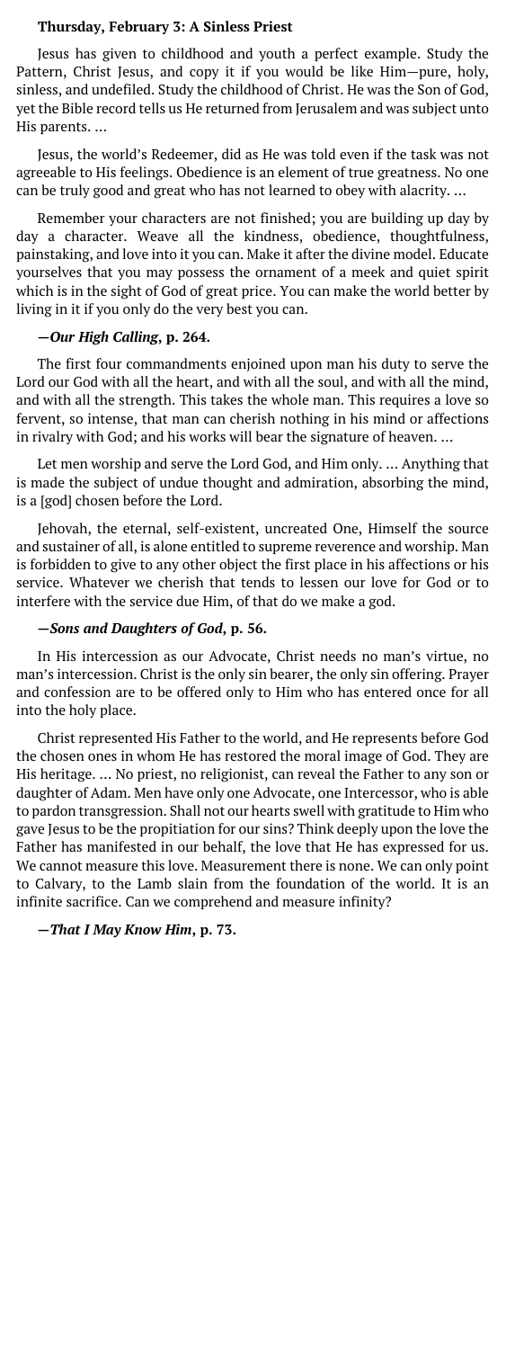### Thursday, February 3: A Sinless Priest

Jesus has given to childhood and youth a perfect example. Study the Pattern, Christ Jesus, and copy it if you would be like Him—pure, holy, sinless, and undefiled. Study the childhood of Christ. He was the Son of God, yet the Bible record tells us He returned from Jerusalem and was subject unto His parents. …

Jesus, the world's Redeemer, did as He was told even if the task was not agreeable to His feelings. Obedience is an element of true greatness. No one can be truly good and great who has not learned to obey with alacrity. …

Remember your characters are not finished; you are building up day by day a character. Weave all the kindness, obedience, thoughtfulness, painstaking, and love into it you can. Make it after the divine model. Educate yourselves that you may possess the ornament of a meek and quiet spirit which is in the sight of God of great price. You can make the world better by living in it if you only do the very best you can.

**—*Our High Calling*, p. 264.**

The first four commandments enjoined upon man his duty to serve the Lord our God with all the heart, and with all the soul, and with all the mind, and with all the strength. This takes the whole man. This requires a love so fervent, so intense, that man can cherish nothing in his mind or affections in rivalry with God; and his works will bear the signature of heaven. …

Let men worship and serve the Lord God, and Him only. … Anything that is made the subject of undue thought and admiration, absorbing the mind, is a [god] chosen before the Lord.

Jehovah, the eternal, self-existent, uncreated One, Himself the source and sustainer of all, is alone entitled to supreme reverence and worship. Man is forbidden to give to any other object the first place in his affections or his service. Whatever we cherish that tends to lessen our love for God or to interfere with the service due Him, of that do we make a god.

**—*Sons and Daughters of God*, p. 56.**

In His intercession as our Advocate, Christ needs no man's virtue, no man's intercession. Christ is the only sin bearer, the only sin offering. Prayer and confession are to be offered only to Him who has entered once for all into the holy place.

Christ represented His Father to the world, and He represents before God the chosen ones in whom He has restored the moral image of God. They are His heritage. … No priest, no religionist, can reveal the Father to any son or daughter of Adam. Men have only one Advocate, one Intercessor, who is able to pardon transgression. Shall not our hearts swell with gratitude to Him who gave Jesus to be the propitiation for our sins? Think deeply upon the love the Father has manifested in our behalf, the love that He has expressed for us. We cannot measure this love. Measurement there is none. We can only point to Calvary, to the Lamb slain from the foundation of the world. It is an infinite sacrifice. Can we comprehend and measure infinity?

**—*That I May Know Him*, p. 73.**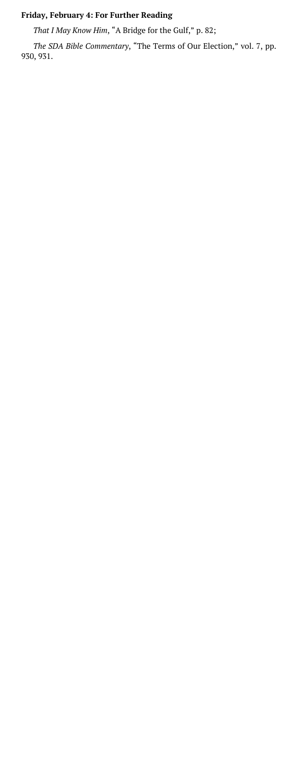**Friday, February 4: For Further Reading**

*That I May Know Him*, "A Bridge for the Gulf," p. 82;

*The SDA Bible Commentary*, "The Terms of Our Election," vol. 7, pp. 930, 931.